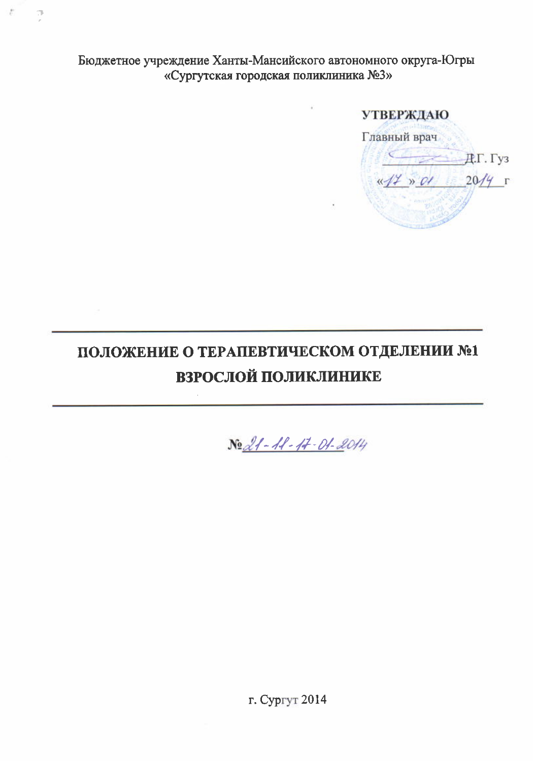Бюджетное учреждение Ханты-Мансийского автономного округа-Югры
«Сургутская городская поликлиника №3»

**УТВЕРЖДАЮ**
Главный врач
______________Д.Г. Гуз
«17» 01 2014 г

# ПОЛОЖЕНИЕ О ТЕРАПЕВТИЧЕСКОМ ОТДЕЛЕНИИ №1 ВЗРОСЛОЙ ПОЛИКЛИНИКЕ

№21-11-17-01-2014

г. Сургут 2014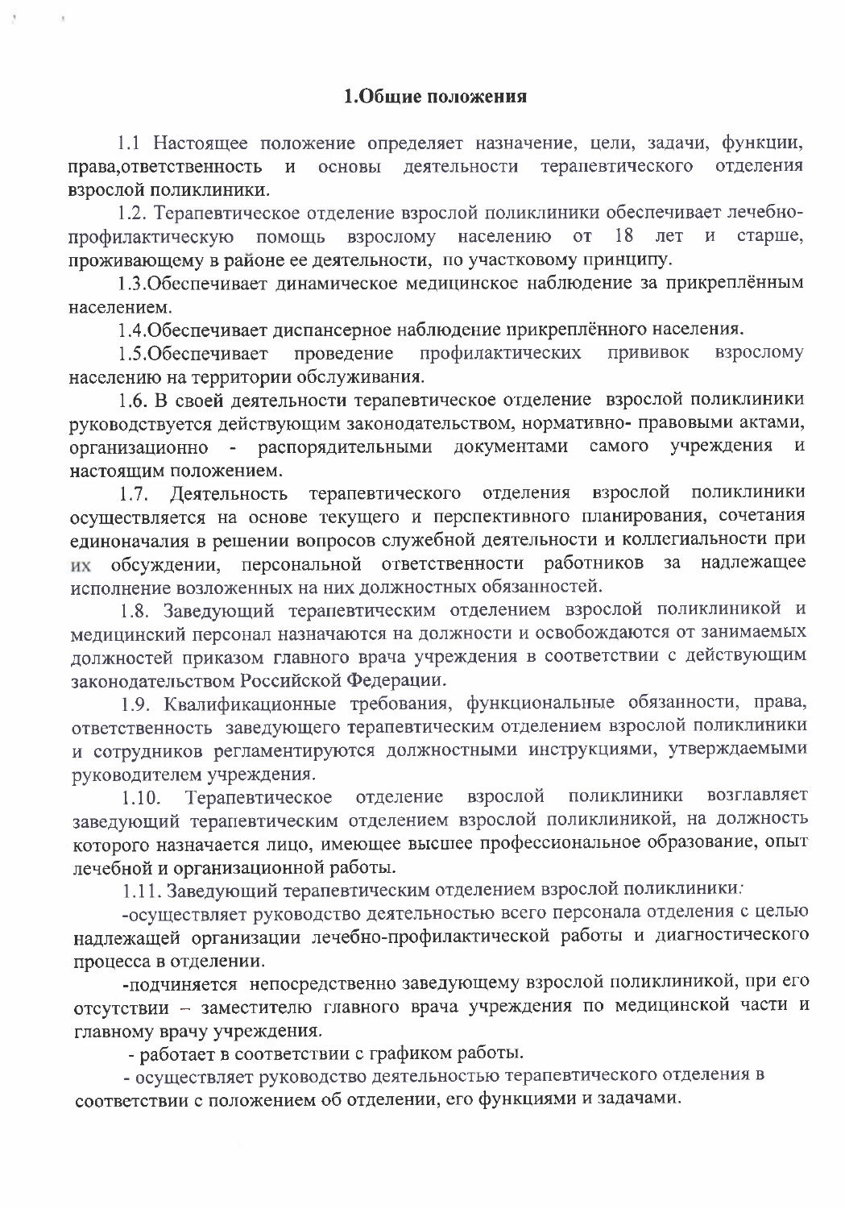## 1.Общие положения

1.1 Настоящее положение определяет назначение, цели, задачи, функции, права,ответственность и основы деятельности терапевтического отделения взрослой поликлиники.

1.2. Терапевтическое отделение взрослой поликлиники обеспечивает лечебно-профилактическую помощь взрослому населению от 18 лет и старше, проживающему в районе ее деятельности, по участковому принципу.

1.3.Обеспечивает динамическое медицинское наблюдение за прикреплённым населением.

1.4.Обеспечивает диспансерное наблюдение прикреплённого населения.

1.5.Обеспечивает проведение профилактических прививок взрослому населению на территории обслуживания.

1.6. В своей деятельности терапевтическое отделение взрослой поликлиники руководствуется действующим законодательством, нормативно- правовыми актами, организационно - распорядительными документами самого учреждения и настоящим положением.

1.7. Деятельность терапевтического отделения взрослой поликлиники осуществляется на основе текущего и перспективного планирования, сочетания единоначалия в решении вопросов служебной деятельности и коллегиальности при их обсуждении, персональной ответственности работников за надлежащее исполнение возложенных на них должностных обязанностей.

1.8. Заведующий терапевтическим отделением взрослой поликлиникой и медицинский персонал назначаются на должности и освобождаются от занимаемых должностей приказом главного врача учреждения в соответствии с действующим законодательством Российской Федерации.

1.9. Квалификационные требования, функциональные обязанности, права, ответственность заведующего терапевтическим отделением взрослой поликлиники и сотрудников регламентируются должностными инструкциями, утверждаемыми руководителем учреждения.

1.10. Терапевтическое отделение взрослой поликлиники возглавляет заведующий терапевтическим отделением взрослой поликлиникой, на должность которого назначается лицо, имеющее высшее профессиональное образование, опыт лечебной и организационной работы.

1.11. Заведующий терапевтическим отделением взрослой поликлиники:

-осуществляет руководство деятельностью всего персонала отделения с целью надлежащей организации лечебно-профилактической работы и диагностического процесса в отделении.

-подчиняется непосредственно заведующему взрослой поликлиникой, при его отсутствии – заместителю главного врача учреждения по медицинской части и главному врачу учреждения.

- работает в соответствии с графиком работы.

- осуществляет руководство деятельностью терапевтического отделения в соответствии с положением об отделении, его функциями и задачами.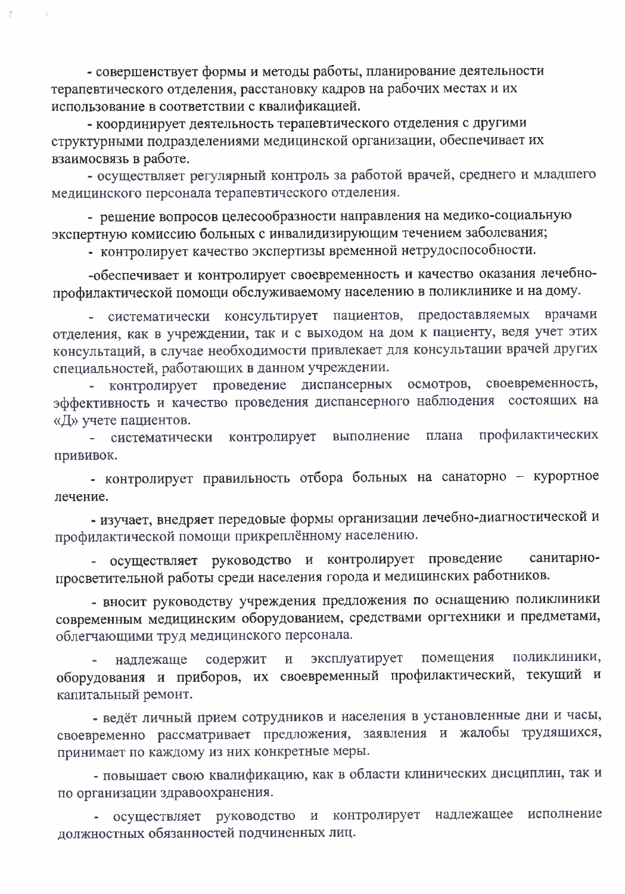- совершенствует формы и методы работы, планирование деятельности терапевтического отделения, расстановку кадров на рабочих местах и их использование в соответствии с квалификацией.

- координирует деятельность терапевтического отделения с другими структурными подразделениями медицинской организации, обеспечивает их взаимосвязь в работе.

- осуществляет регулярный контроль за работой врачей, среднего и младшего медицинского персонала терапевтического отделения.

- решение вопросов целесообразности направления на медико-социальную экспертную комиссию больных с инвалидизирующим течением заболевания;

- контролирует качество экспертизы временной нетрудоспособности.

-обеспечивает и контролирует своевременность и качество оказания лечебно-профилактической помощи обслуживаемому населению в поликлинике и на дому.

- систематически консультирует пациентов, предоставляемых врачами отделения, как в учреждении, так и с выходом на дом к пациенту, ведя учет этих консультаций, в случае необходимости привлекает для консультации врачей других специальностей, работающих в данном учреждении.

- контролирует проведение диспансерных осмотров, своевременность, эффективность и качество проведения диспансерного наблюдения состоящих на «Д» учете пациентов.

- систематически контролирует выполнение плана профилактических прививок.

- контролирует правильность отбора больных на санаторно – курортное лечение.

- изучает, внедряет передовые формы организации лечебно-диагностической и профилактической помощи прикреплённому населению.

- осуществляет руководство и контролирует проведение санитарно-просветительной работы среди населения города и медицинских работников.

- вносит руководству учреждения предложения по оснащению поликлиники современным медицинским оборудованием, средствами оргтехники и предметами, облегчающими труд медицинского персонала.

- надлежаще содержит и эксплуатирует помещения поликлиники, оборудования и приборов, их своевременный профилактический, текущий и капитальный ремонт.

- ведёт личный прием сотрудников и населения в установленные дни и часы, своевременно рассматривает предложения, заявления и жалобы трудящихся, принимает по каждому из них конкретные меры.

- повышает свою квалификацию, как в области клинических дисциплин, так и по организации здравоохранения.

- осуществляет руководство и контролирует надлежащее исполнение должностных обязанностей подчиненных лиц.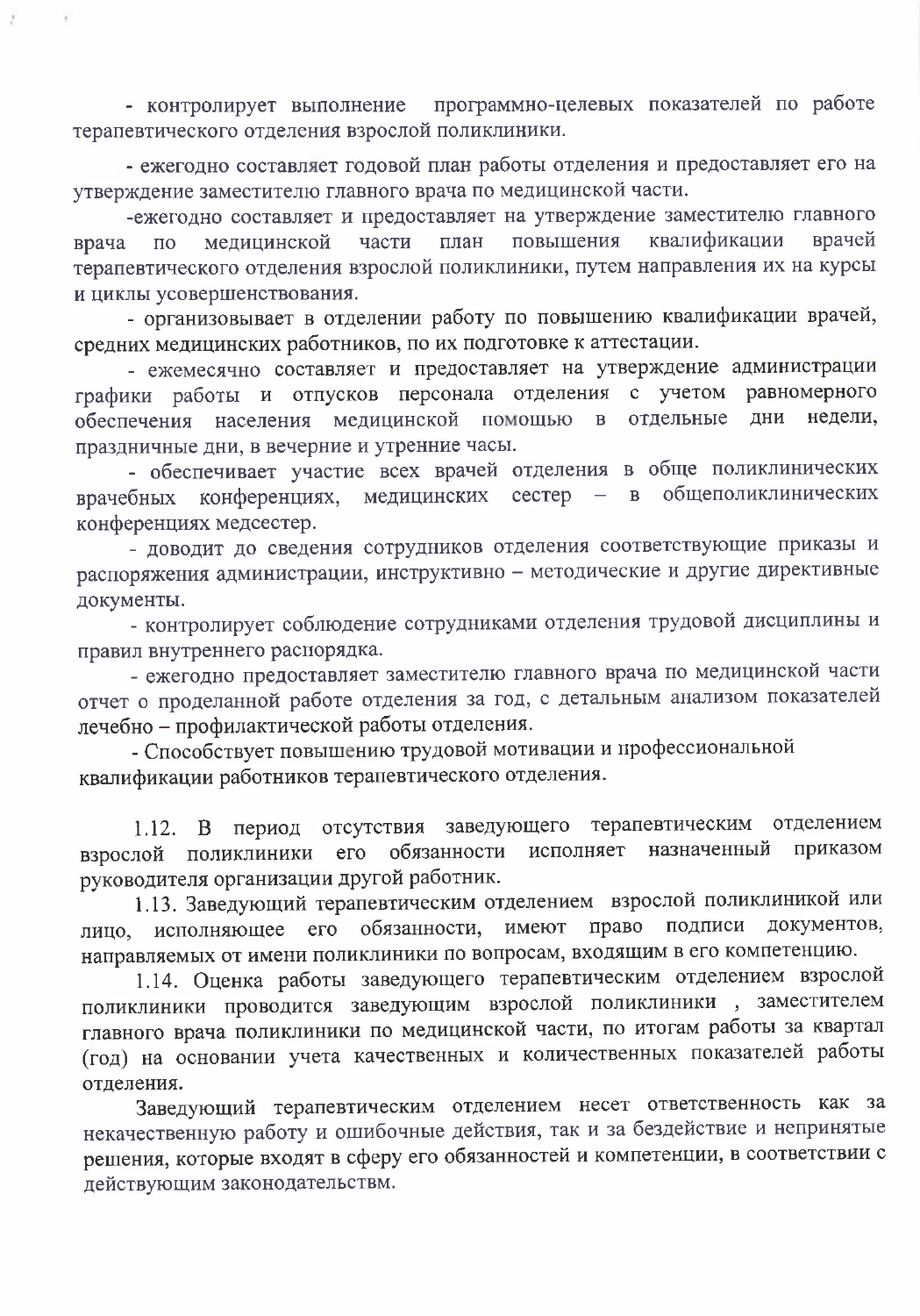- контролирует выполнение программно-целевых показателей по работе терапевтического отделения взрослой поликлиники.

- ежегодно составляет годовой план работы отделения и предоставляет его на утверждение заместителю главного врача по медицинской части.

-ежегодно составляет и предоставляет на утверждение заместителю главного врача по медицинской части план повышения квалификации врачей терапевтического отделения взрослой поликлиники, путем направления их на курсы и циклы усовершенствования.

- организовывает в отделении работу по повышению квалификации врачей, средних медицинских работников, по их подготовке к аттестации.

- ежемесячно составляет и предоставляет на утверждение администрации графики работы и отпусков персонала отделения с учетом равномерного обеспечения населения медицинской помощью в отдельные дни недели, праздничные дни, в вечерние и утренние часы.

- обеспечивает участие всех врачей отделения в обще поликлинических врачебных конференциях, медицинских сестер – в общеполиклинических конференциях медсестер.

- доводит до сведения сотрудников отделения соответствующие приказы и распоряжения администрации, инструктивно – методические и другие директивные документы.

- контролирует соблюдение сотрудниками отделения трудовой дисциплины и правил внутреннего распорядка.

- ежегодно предоставляет заместителю главного врача по медицинской части отчет о проделанной работе отделения за год, с детальным анализом показателей лечебно – профилактической работы отделения.

- Способствует повышению трудовой мотивации и профессиональной квалификации работников терапевтического отделения.

1.12. В период отсутствия заведующего терапевтическим отделением взрослой поликлиники его обязанности исполняет назначенный приказом руководителя организации другой работник.

1.13. Заведующий терапевтическим отделением взрослой поликлиникой или лицо, исполняющее его обязанности, имеют право подписи документов, направляемых от имени поликлиники по вопросам, входящим в его компетенцию.

1.14. Оценка работы заведующего терапевтическим отделением взрослой поликлиники проводится заведующим взрослой поликлиники , заместителем главного врача поликлиники по медицинской части, по итогам работы за квартал (год) на основании учета качественных и количественных показателей работы отделения.

Заведующий терапевтическим отделением несет ответственность как за некачественную работу и ошибочные действия, так и за бездействие и непринятые решения, которые входят в сферу его обязанностей и компетенции, в соответствии с действующим законодательствм.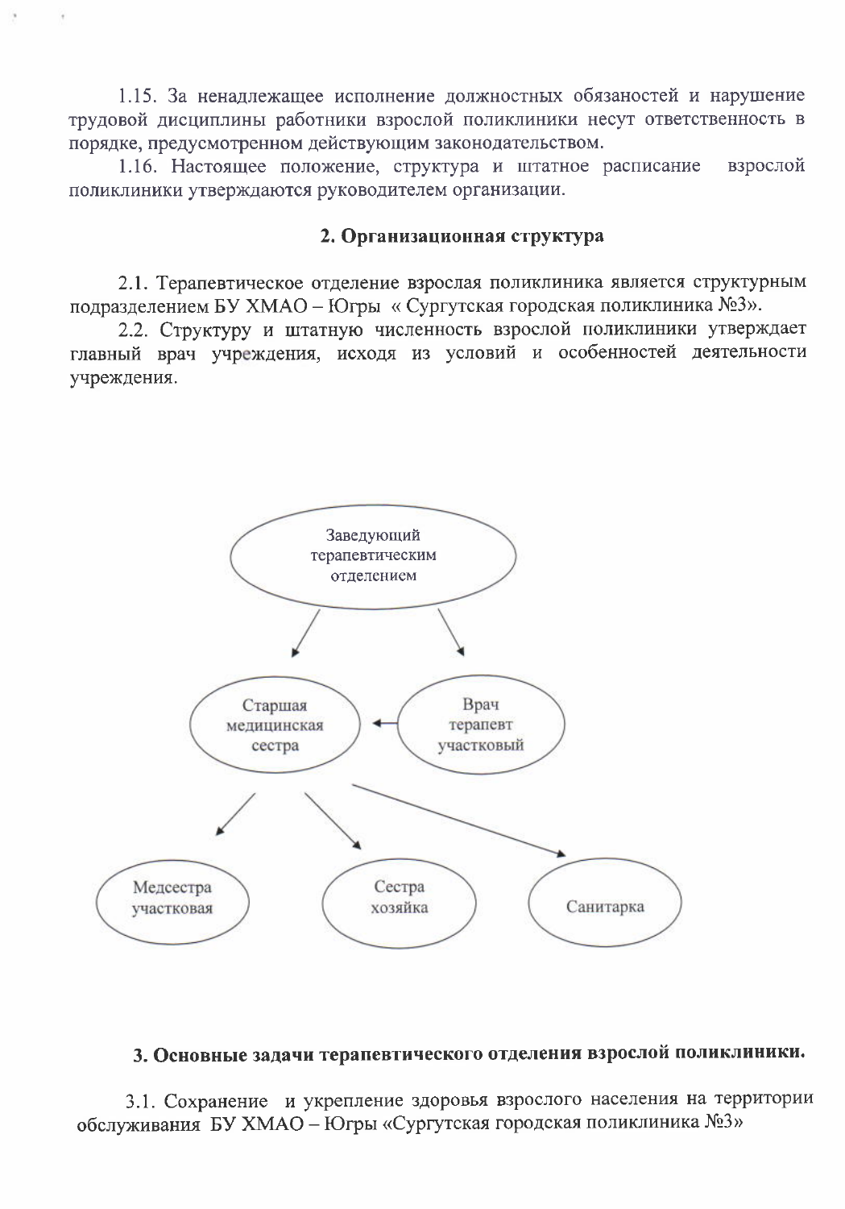1.15. За ненадлежащее исполнение должностных обязаностей и нарушение трудовой дисциплины работники взрослой поликлиники несут ответственность в порядке, предусмотренном действующим законодательством.

1.16. Настоящее положение, структура и штатное расписание взрослой поликлиники утверждаются руководителем организации.

## 2. Организационная структура

2.1. Терапевтическое отделение взрослая поликлиника является структурным подразделением БУ ХМАО – Югры « Сургутская городская поликлиника №3».

2.2. Структуру и штатную численность взрослой поликлиники утверждает главный врач учреждения, исходя из условий и особенностей деятельности учреждения.

Заведующий терапевтическим отделением

Старшая медицинская сестра

Врач терапевт участковый

Медсестра участковая

Сестра хозяйка

Санитарка

## 3. Основные задачи терапевтического отделения взрослой поликлиники.

3.1. Сохранение и укрепление здоровья взрослого населения на территории обслуживания БУ ХМАО – Югры «Сургутская городская поликлиника №3»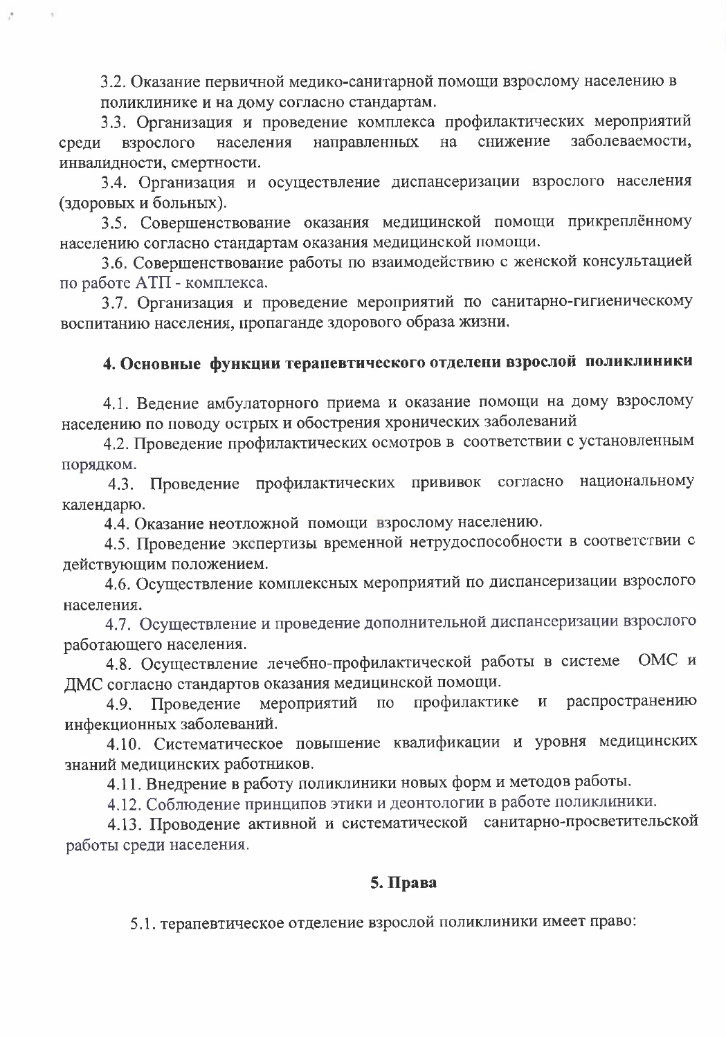3.2. Оказание первичной медико-санитарной помощи взрослому населению в поликлинике и на дому согласно стандартам.

3.3. Организация и проведение комплекса профилактических мероприятий среди взрослого населения направленных на снижение заболеваемости, инвалидности, смертности.

3.4. Организация и осуществление диспансеризации взрослого населения (здоровых и больных).

3.5. Совершенствование оказания медицинской помощи прикреплённому населению согласно стандартам оказания медицинской помощи.

3.6. Совершенствование работы по взаимодействию с женской консультацией по работе АТП - комплекса.

3.7. Организация и проведение мероприятий по санитарно-гигиеническому воспитанию населения, пропаганде здорового образа жизни.

## 4. Основные функции терапевтического отделени взрослой поликлиники

4.1. Ведение амбулаторного приема и оказание помощи на дому взрослому населению по поводу острых и обострения хронических заболеваний

4.2. Проведение профилактических осмотров в соответствии с установленным порядком.

4.3. Проведение профилактических прививок согласно национальному календарю.

4.4. Оказание неотложной помощи взрослому населению.

4.5. Проведение экспертизы временной нетрудоспособности в соответствии с действующим положением.

4.6. Осуществление комплексных мероприятий по диспансеризации взрослого населения.

4.7. Осуществление и проведение дополнительной диспансеризации взрослого работающего населения.

4.8. Осуществление лечебно-профилактической работы в системе ОМС и ДМС согласно стандартов оказания медицинской помощи.

4.9. Проведение мероприятий по профилактике и распространению инфекционных заболеваний.

4.10. Систематическое повышение квалификации и уровня медицинских знаний медицинских работников.

4.11. Внедрение в работу поликлиники новых форм и методов работы.

4.12. Соблюдение принципов этики и деонтологии в работе поликлиники.

4.13. Проводение активной и систематической санитарно-просветительской работы среди населения.

## 5. Права

5.1. терапевтическое отделение взрослой поликлиники имеет право: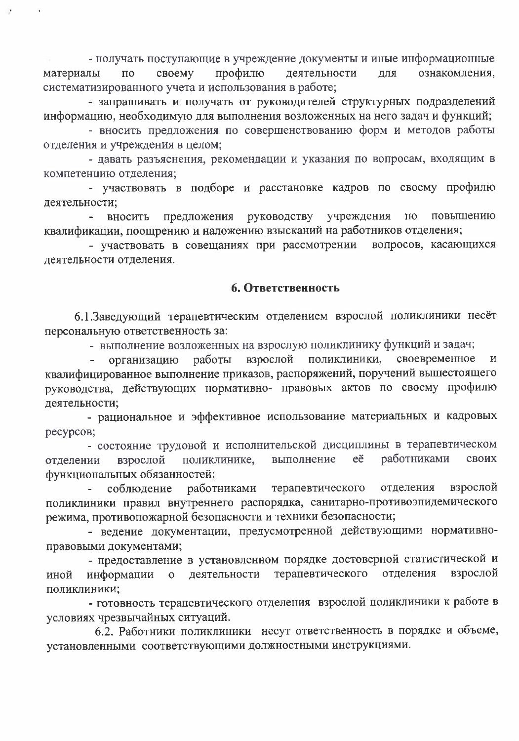- получать поступающие в учреждение документы и иные информационные материалы по своему профилю деятельности для ознакомления, систематизированного учета и использования в работе;

- запрашивать и получать от руководителей структурных подразделений информацию, необходимую для выполнения возложенных на него задач и функций;

- вносить предложения по совершенствованию форм и методов работы отделения и учреждения в целом;

- давать разъяснения, рекомендации и указания по вопросам, входящим в компетенцию отделения;

- участвовать в подборе и расстановке кадров по своему профилю деятельности;

- вносить предложения руководству учреждения по повышению квалификации, поощрению и наложению взысканий на работников отделения;

- участвовать в совещаниях при рассмотрении вопросов, касающихся деятельности отделения.

## 6. Ответственность

6.1.Заведующий терапевтическим отделением взрослой поликлиники несёт персональную ответственность за:

- выполнение возложенных на взрослую поликлинику функций и задач;

- организацию работы взрослой поликлиники, своевременное и квалифицированное выполнение приказов, распоряжений, поручений вышестоящего руководства, действующих нормативно- правовых актов по своему профилю деятельности;

- рациональное и эффективное использование материальных и кадровых ресурсов;

- состояние трудовой и исполнительской дисциплины в терапевтическом отделении взрослой поликлинике, выполнение её работниками своих функциональных обязанностей;

- соблюдение работниками терапевтического отделения взрослой поликлиники правил внутреннего распорядка, санитарно-противоэпидемического режима, противопожарной безопасности и техники безопасности;

- ведение документации, предусмотренной действующими нормативно-правовыми документами;

- предоставление в установленном порядке достоверной статистической и иной информации о деятельности терапевтического отделения взрослой поликлиники;

- готовность терапевтического отделения взрослой поликлиники к работе в условиях чрезвычайных ситуаций.

6.2. Работники поликлиники несут ответственность в порядке и объеме, установленными соответствующими должностными инструкциями.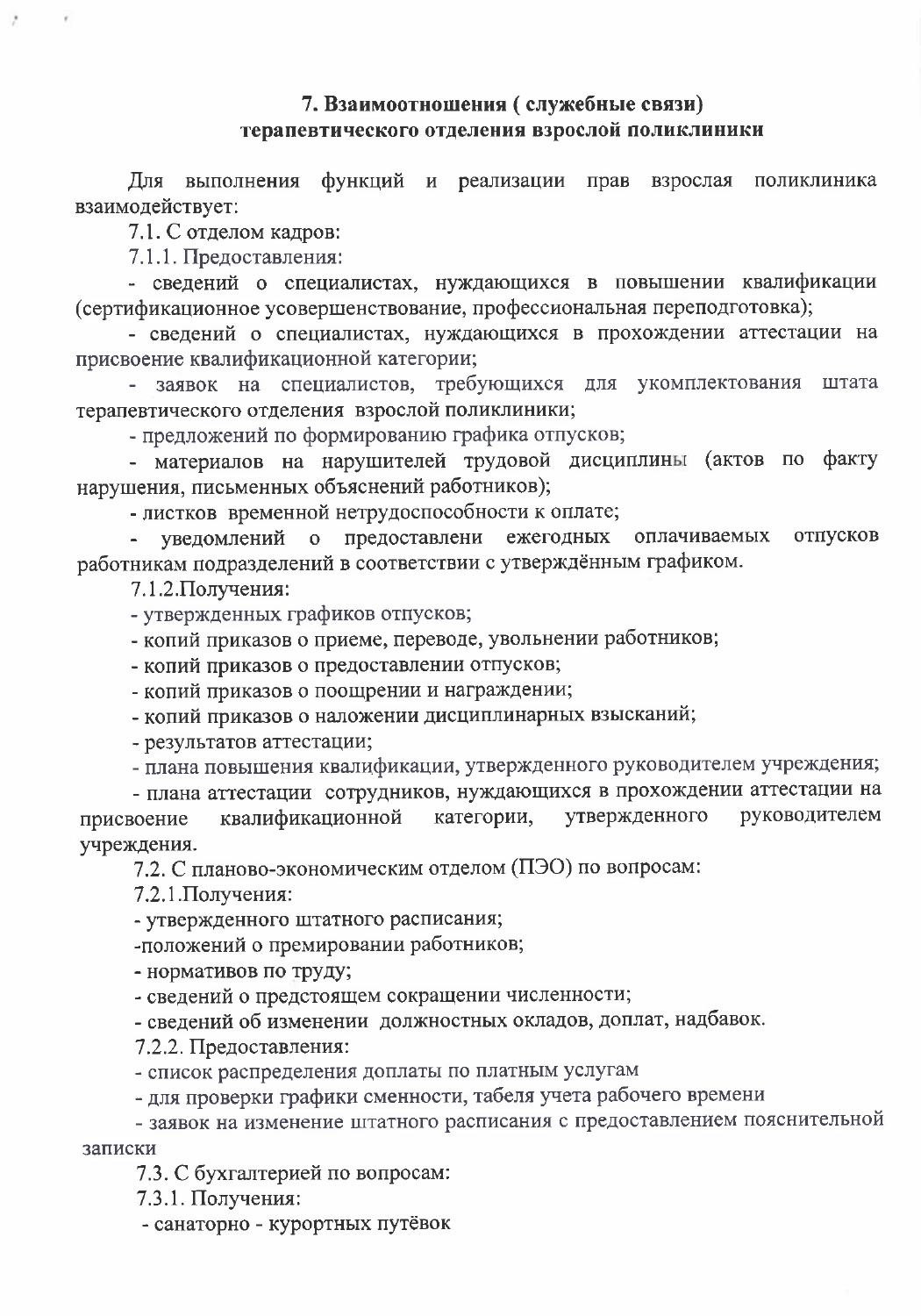## 7. Взаимоотношения ( служебные связи) терапевтического отделения взрослой поликлиники

Для выполнения функций и реализации прав взрослая поликлиника взаимодействует:

7.1. С отделом кадров:

7.1.1. Предоставления:

- сведений о специалистах, нуждающихся в повышении квалификации (сертификационное усовершенствование, профессиональная переподготовка);
- сведений о специалистах, нуждающихся в прохождении аттестации на присвоение квалификационной категории;
- заявок на специалистов, требующихся для укомплектования штата терапевтического отделения взрослой поликлиники;
- предложений по формированию графика отпусков;
- материалов на нарушителей трудовой дисциплины (актов по факту нарушения, письменных объяснений работников);
- листков временной нетрудоспособности к оплате;
- уведомлений о предоставлени ежегодных оплачиваемых отпусков работникам подразделений в соответствии с утверждённым графиком.

7.1.2.Получения:

- утвержденных графиков отпусков;
- копий приказов о приеме, переводе, увольнении работников;
- копий приказов о предоставлении отпусков;
- копий приказов о поощрении и награждении;
- копий приказов о наложении дисциплинарных взысканий;
- результатов аттестации;
- плана повышения квалификации, утвержденного руководителем учреждения;
- плана аттестации сотрудников, нуждающихся в прохождении аттестации на присвоение квалификационной категории, утвержденного руководителем учреждения.

7.2. С планово-экономическим отделом (ПЭО) по вопросам:

7.2.1.Получения:

- утвержденного штатного расписания;
-положений о премировании работников;
- нормативов по труду;
- сведений о предстоящем сокращении численности;
- сведений об изменении должностных окладов, доплат, надбавок.

7.2.2. Предоставления:

- список распределения доплаты по платным услугам
- для проверки графики сменности, табеля учета рабочего времени
- заявок на изменение штатного расписания с предоставлением пояснительной записки

7.3. С бухгалтерией по вопросам:

7.3.1. Получения:

- санаторно - курортных путёвок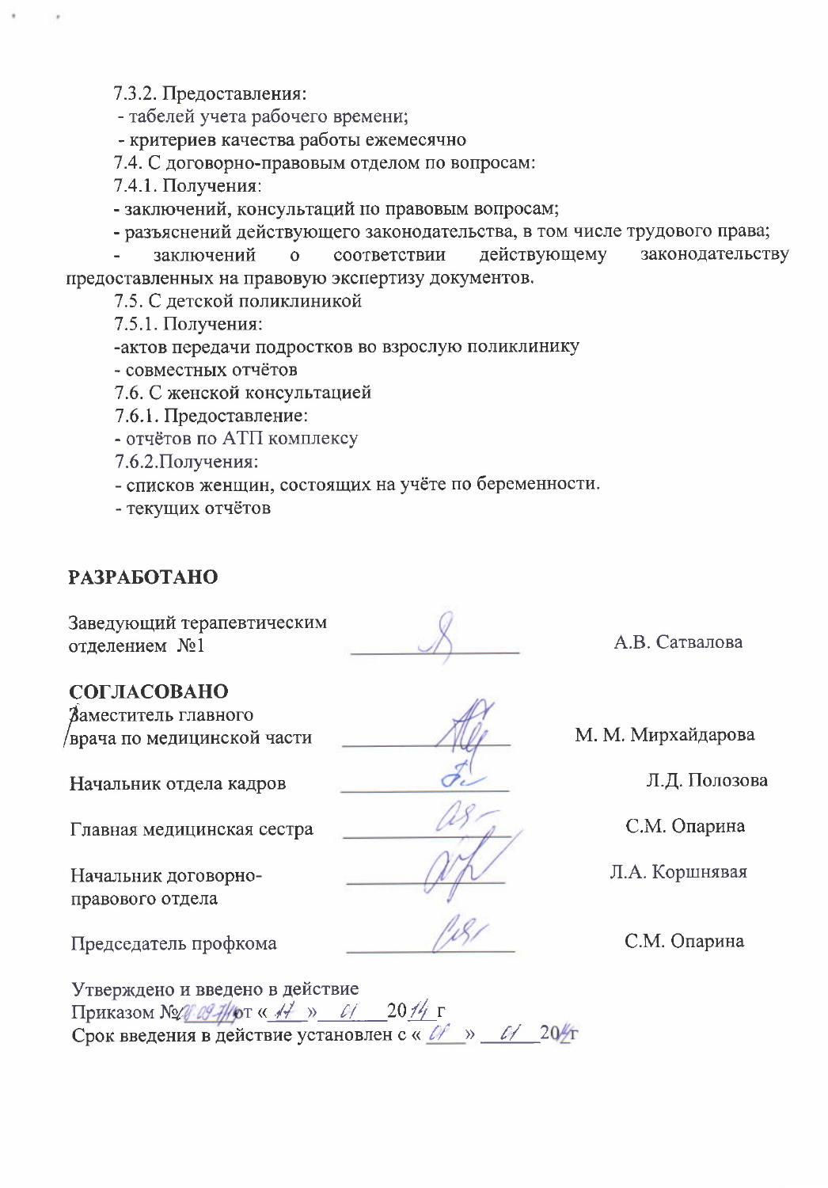7.3.2. Предоставления:

- табелей учета рабочего времени;
- критериев качества работы ежемесячно

7.4. С договорно-правовым отделом по вопросам:

7.4.1. Получения:

- заключений, консультаций по правовым вопросам;
- разъяснений действующего законодательства, в том числе трудового права;
- заключений о соответствии действующему законодательству предоставленных на правовую экспертизу документов.

7.5. С детской поликлиникой

7.5.1. Получения:

- актов передачи подростков во взрослую поликлинику
- совместных отчётов

7.6. С женской консультацией

7.6.1. Предоставление:

- отчётов по АТП комплексу

7.6.2. Получения:

- списков женщин, состоящих на учёте по беременности.
- текущих отчётов

**РАЗРАБОТАНО**

| | | |
|---|---|---|
| Заведующий терапевтическим отделением №1 | _______________ | А.В. Сатвалова |

**СОГЛАСОВАНО**

| | | |
|---|---|---|
| Заместитель главного врача по медицинской части | _______________ | М. М. Мирхайдарова |
| Начальник отдела кадров | _______________ | Л.Д. Полозова |
| Главная медицинская сестра | _______________ | С.М. Опарина |
| Начальник договорно-правового отдела | _______________ | Л.А. Коршнявая |
| Председатель профкома | _______________ | С.М. Опарина |

Утверждено и введено в действие

Приказом №01-09-7/1 от « 11 » 01 2014 г

Срок введения в действие установлен с « 01 » 01 2014 г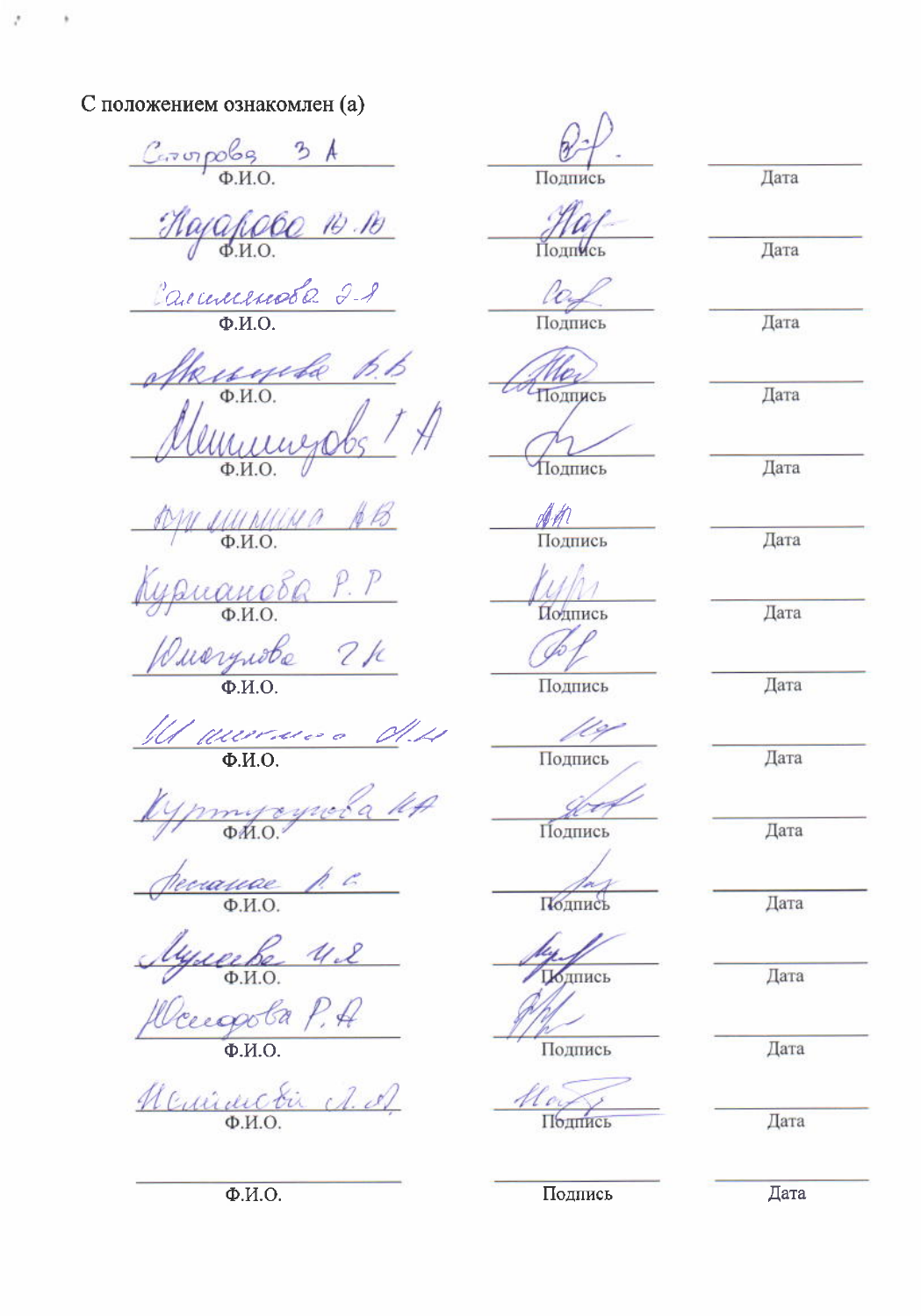С положением ознакомлен (а)

| Ф.И.О. | Подпись | Дата |
| --- | --- | --- |
| Сторова З А | | |
| Назарова Ю.Ю | | |
| Самиянова Э.Я | | |
| Мельникова Б.Б | | |
| Мишицулов Г А | | |
| Фуминина А В | | |
| Курианова Р. Р | | |
| Юмагулова Г К | | |
| Шишмакова А.А | | |
| Куштургунова И А | | |
| Леванова Р. С | | |
| Мулеева И Я | | |
| Юсупова Р. А | | |
| Исмаилова Л. А | | |
| | | |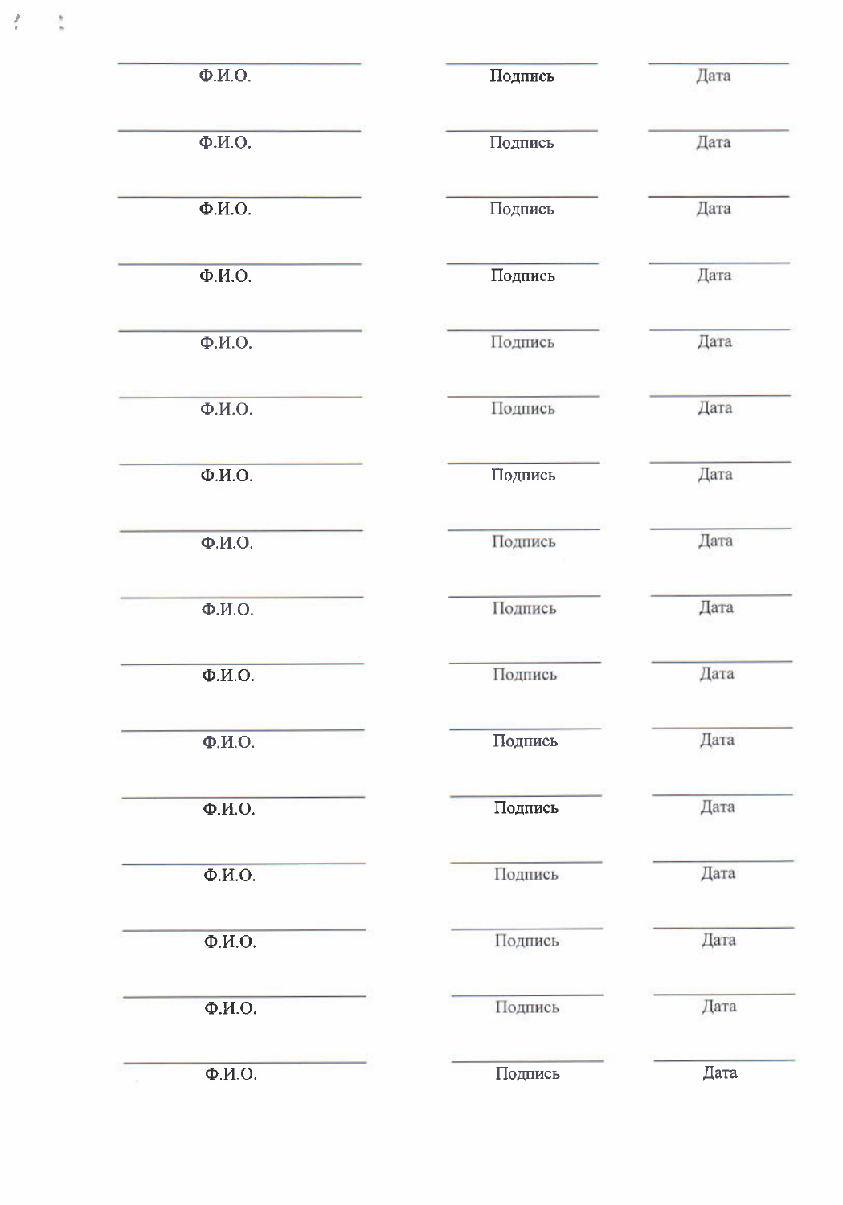| _________________ | _________________ | _________________ |
|---|---|---|
| Ф.И.О. | Подпись | Дата |
| _________________ | _________________ | _________________ |
| Ф.И.О. | Подпись | Дата |
| _________________ | _________________ | _________________ |
| Ф.И.О. | Подпись | Дата |
| _________________ | _________________ | _________________ |
| Ф.И.О. | Подпись | Дата |
| _________________ | _________________ | _________________ |
| Ф.И.О. | Подпись | Дата |
| _________________ | _________________ | _________________ |
| Ф.И.О. | Подпись | Дата |
| _________________ | _________________ | _________________ |
| Ф.И.О. | Подпись | Дата |
| _________________ | _________________ | _________________ |
| Ф.И.О. | Подпись | Дата |
| _________________ | _________________ | _________________ |
| Ф.И.О. | Подпись | Дата |
| _________________ | _________________ | _________________ |
| Ф.И.О. | Подпись | Дата |
| _________________ | _________________ | _________________ |
| Ф.И.О. | Подпись | Дата |
| _________________ | _________________ | _________________ |
| Ф.И.О. | Подпись | Дата |
| _________________ | _________________ | _________________ |
| Ф.И.О. | Подпись | Дата |
| _________________ | _________________ | _________________ |
| Ф.И.О. | Подпись | Дата |
| _________________ | _________________ | _________________ |
| Ф.И.О. | Подпись | Дата |
| _________________ | _________________ | _________________ |
| Ф.И.О. | Подпись | Дата |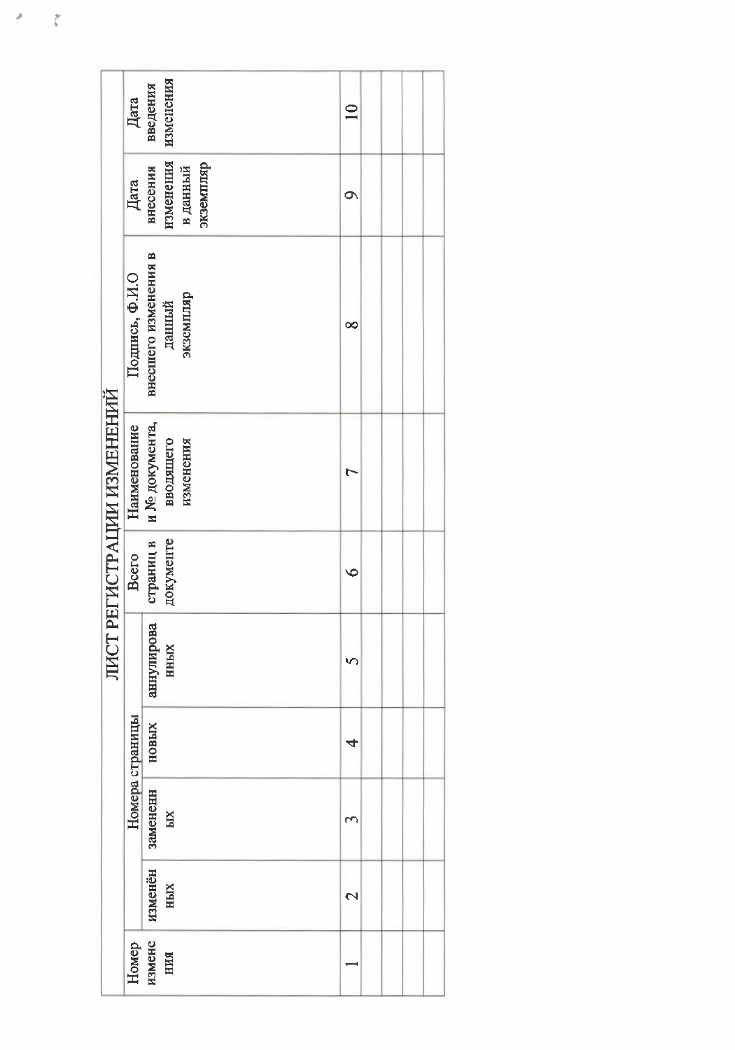# ЛИСТ РЕГИСТРАЦИИ ИЗМЕНЕНИЙ

| Номер изменения | Номера страницы | | | | Всего страниц в документе | Наименование и № документа, вводящего изменения | Подпись, Ф.И.О внесшего изменения в данный экземпляр | Дата внесения изменения в данный экземпляр | Дата введения изменения |
|---|---|---|---|---|---|---|---|---|---|
| | изменённых | замененных | новых | аннулированных | | | | | |
| 1 | 2 | 3 | 4 | 5 | 6 | 7 | 8 | 9 | 10 |
| | | | | | | | | | |
| | | | | | | | | | |
| | | | | | | | | | |
| | | | | | | | | | |